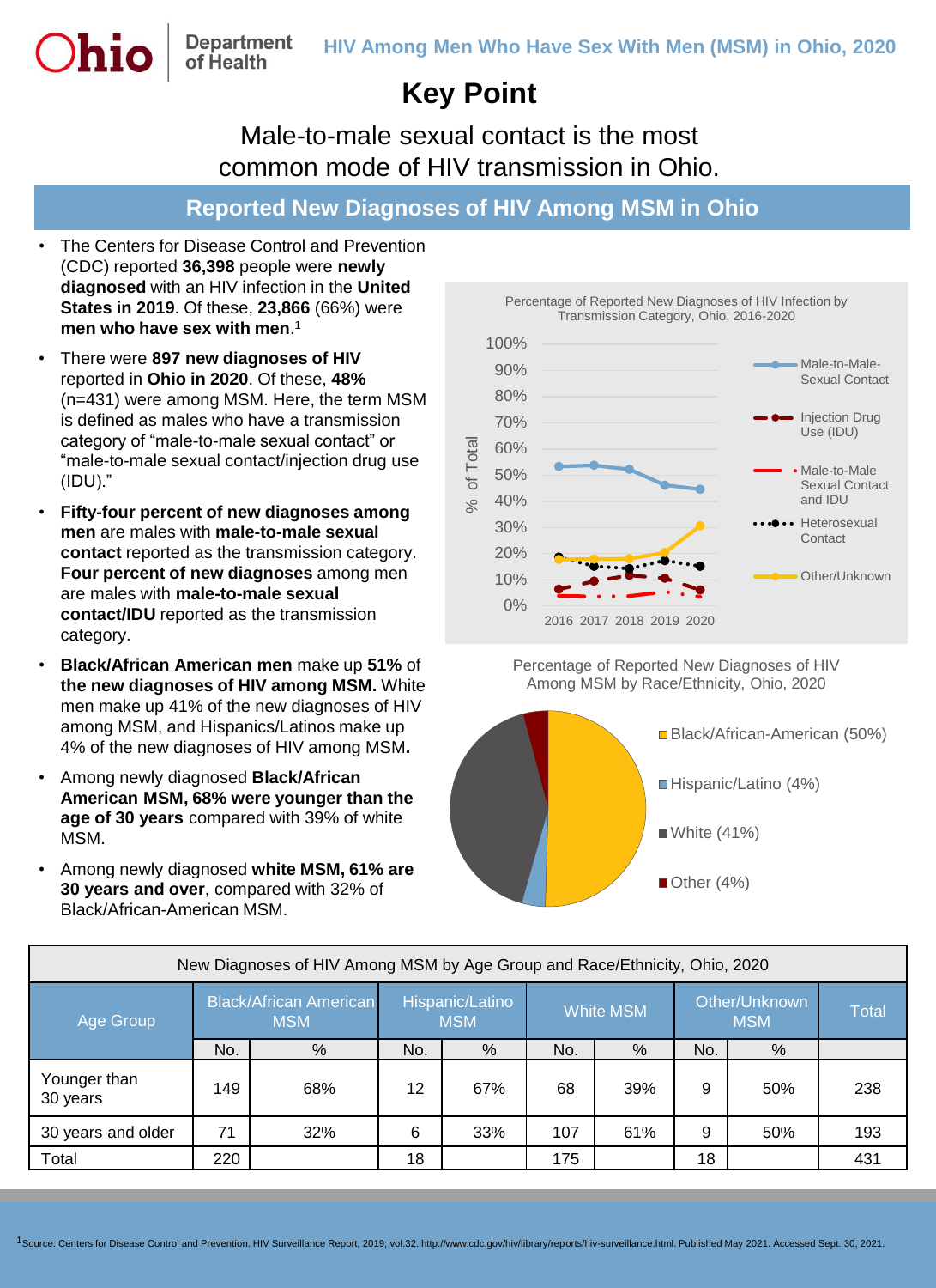**Ohio** Department of Health

# HIV Among Men Who Have Sex With Men (MSM) in Ohio, 2020

## Key Point

Male-to-male sexual contact is the most common mode of HIV transmission in Ohio.

## Reported New Diagnoses of HIV Among MSM in Ohio

- The Centers for Disease Control and Prevention (CDC) reported **36,398** people were **newly diagnosed** with an HIV infection in the **United States in 2019**. Of these, **23,866** (66%) were **men who have sex with men**.[1]
- There were **897 new diagnoses of HIV** reported in **Ohio in 2020**. Of these, **48%** (n=431) were among MSM. Here, the term MSM is defined as males who have a transmission category of "male-to-male sexual contact" or "male-to-male sexual contact/injection drug use (IDU)."
- **Fifty-four percent of new diagnoses among men** are males with **male-to-male sexual contact** reported as the transmission category. **Four percent of new diagnoses** among men are males with **male-to-male sexual contact/IDU** reported as the transmission category.
- **Black/African American men** make up **51%** of **the new diagnoses of HIV among MSM.** White men make up 41% of the new diagnoses of HIV among MSM, and Hispanics/Latinos make up 4% of the new diagnoses of HIV among MSM**.**
- Among newly diagnosed **Black/African American MSM, 68% were younger than the age of 30 years** compared with 39% of white MSM.
- Among newly diagnosed **white MSM, 61% are 30 years and over**, compared with 32% of Black/African-American MSM.

Percentage of Reported New Diagnoses of HIV Infection by Transmission Category, Ohio, 2016-2020

Percentage of Reported New Diagnoses of HIV Among MSM by Race/Ethnicity, Ohio, 2020

Black/African-American (50%); Hispanic/Latino (4%); White (41%); Other (4%)

| New Diagnoses of HIV Among MSM by Age Group and Race/Ethnicity, Ohio, 2020 | | | | | | | | | |
|---|---|---|---|---|---|---|---|---|---|
| Age Group | Black/African American MSM | | Hispanic/Latino MSM | | White MSM | | Other/Unknown MSM | | Total |
| | No. | % | No. | % | No. | % | No. | % | |
| Younger than 30 years | 149 | 68% | 12 | 67% | 68 | 39% | 9 | 50% | 238 |
| 30 years and older | 71 | 32% | 6 | 33% | 107 | 61% | 9 | 50% | 193 |
| Total | 220 | | 18 | | 175 | | 18 | | 431 |

[1]Source: Centers for Disease Control and Prevention. HIV Surveillance Report, 2019; vol.32. http://www.cdc.gov/hiv/library/reports/hiv-surveillance.html. Published May 2021. Accessed Sept. 30, 2021.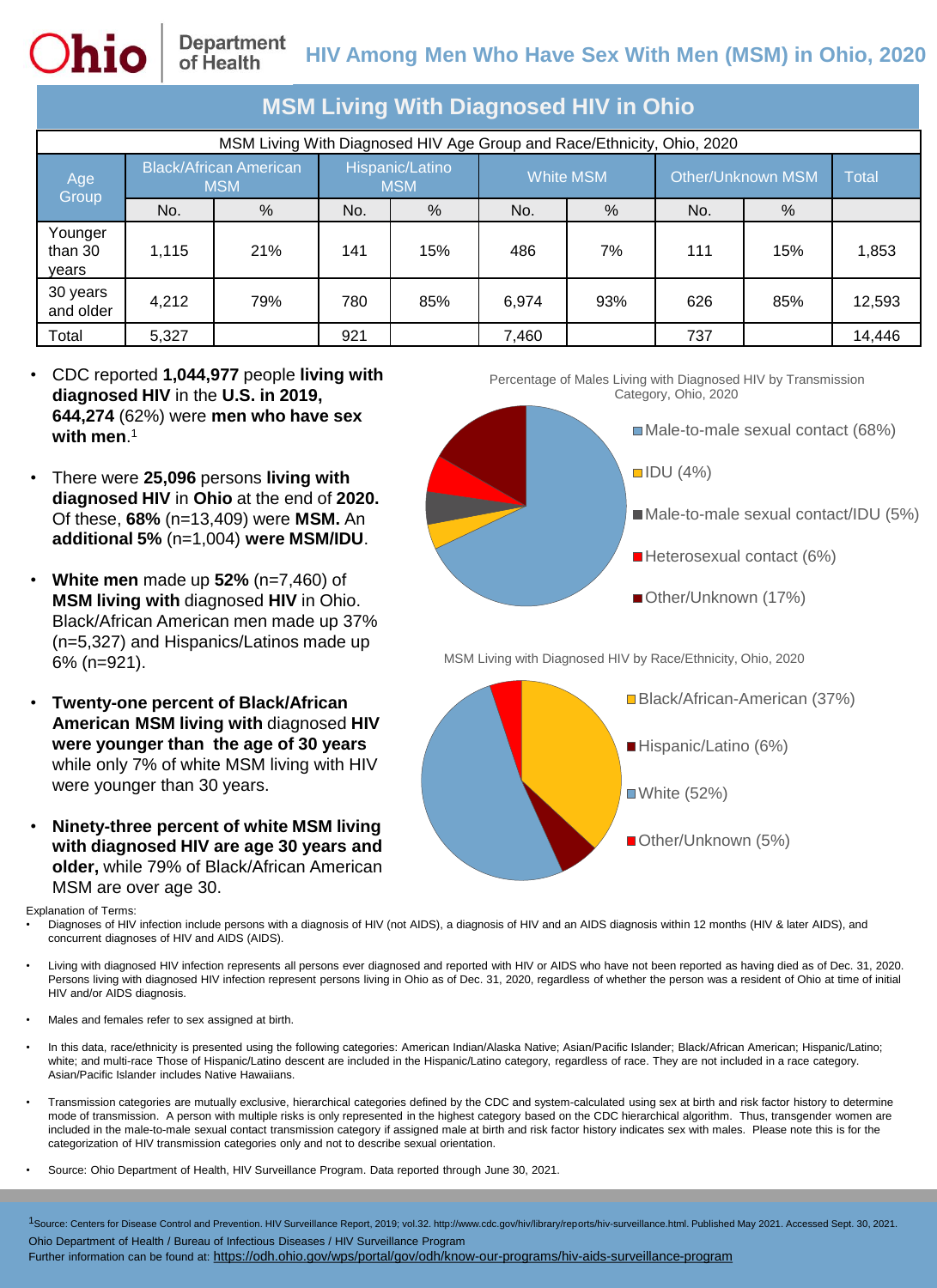# Ohio Department of Health — HIV Among Men Who Have Sex With Men (MSM) in Ohio, 2020

## MSM Living With Diagnosed HIV in Ohio

| MSM Living With Diagnosed HIV Age Group and Race/Ethnicity, Ohio, 2020 | | | | | | | | | |
|---|---|---|---|---|---|---|---|---|---|
| Age Group | Black/African American MSM | | Hispanic/Latino MSM | | White MSM | | Other/Unknown MSM | | Total |
| | No. | % | No. | % | No. | % | No. | % | |
| Younger than 30 years | 1,115 | 21% | 141 | 15% | 486 | 7% | 111 | 15% | 1,853 |
| 30 years and older | 4,212 | 79% | 780 | 85% | 6,974 | 93% | 626 | 85% | 12,593 |
| Total | 5,327 | | 921 | | 7,460 | | 737 | | 14,446 |

- CDC reported **1,044,977** people **living with diagnosed HIV** in the **U.S. in 2019, 644,274** (62%) were **men who have sex with men**.[1]
- There were **25,096** persons **living with diagnosed HIV** in **Ohio** at the end of **2020.** Of these, **68%** (n=13,409) were **MSM.** An **additional 5%** (n=1,004) **were MSM/IDU**.
- **White men** made up **52%** (n=7,460) of **MSM living with** diagnosed **HIV** in Ohio. Black/African American men made up 37% (n=5,327) and Hispanics/Latinos made up 6% (n=921).
- **Twenty-one percent of Black/African American MSM living with** diagnosed **HIV were younger than the age of 30 years** while only 7% of white MSM living with HIV were younger than 30 years.
- **Ninety-three percent of white MSM living with diagnosed HIV are age 30 years and older,** while 79% of Black/African American MSM are over age 30.

Percentage of Males Living with Diagnosed HIV by Transmission Category, Ohio, 2020

Male-to-male sexual contact (68%)
IDU (4%)
Male-to-male sexual contact/IDU (5%)
Heterosexual contact (6%)
Other/Unknown (17%)

MSM Living with Diagnosed HIV by Race/Ethnicity, Ohio, 2020

Black/African-American (37%)
Hispanic/Latino (6%)
White (52%)
Other/Unknown (5%)

Explanation of Terms:

- Diagnoses of HIV infection include persons with a diagnosis of HIV (not AIDS), a diagnosis of HIV and an AIDS diagnosis within 12 months (HIV & later AIDS), and concurrent diagnoses of HIV and AIDS (AIDS).
- Living with diagnosed HIV infection represents all persons ever diagnosed and reported with HIV or AIDS who have not been reported as having died as of Dec. 31, 2020. Persons living with diagnosed HIV infection represent persons living in Ohio as of Dec. 31, 2020, regardless of whether the person was a resident of Ohio at time of initial HIV and/or AIDS diagnosis.
- Males and females refer to sex assigned at birth.
- In this data, race/ethnicity is presented using the following categories: American Indian/Alaska Native; Asian/Pacific Islander; Black/African American; Hispanic/Latino; white; and multi-race Those of Hispanic/Latino descent are included in the Hispanic/Latino category, regardless of race. They are not included in a race category. Asian/Pacific Islander includes Native Hawaiians.
- Transmission categories are mutually exclusive, hierarchical categories defined by the CDC and system-calculated using sex at birth and risk factor history to determine mode of transmission. A person with multiple risks is only represented in the highest category based on the CDC hierarchical algorithm. Thus, transgender women are included in the male-to-male sexual contact transmission category if assigned male at birth and risk factor history indicates sex with males. Please note this is for the categorization of HIV transmission categories only and not to describe sexual orientation.
- Source: Ohio Department of Health, HIV Surveillance Program. Data reported through June 30, 2021.

[1]Source: Centers for Disease Control and Prevention. HIV Surveillance Report, 2019; vol.32. http://www.cdc.gov/hiv/library/reports/hiv-surveillance.html. Published May 2021. Accessed Sept. 30, 2021.

Ohio Department of Health / Bureau of Infectious Diseases / HIV Surveillance Program

Further information can be found at: https://odh.ohio.gov/wps/portal/gov/odh/know-our-programs/hiv-aids-surveillance-program